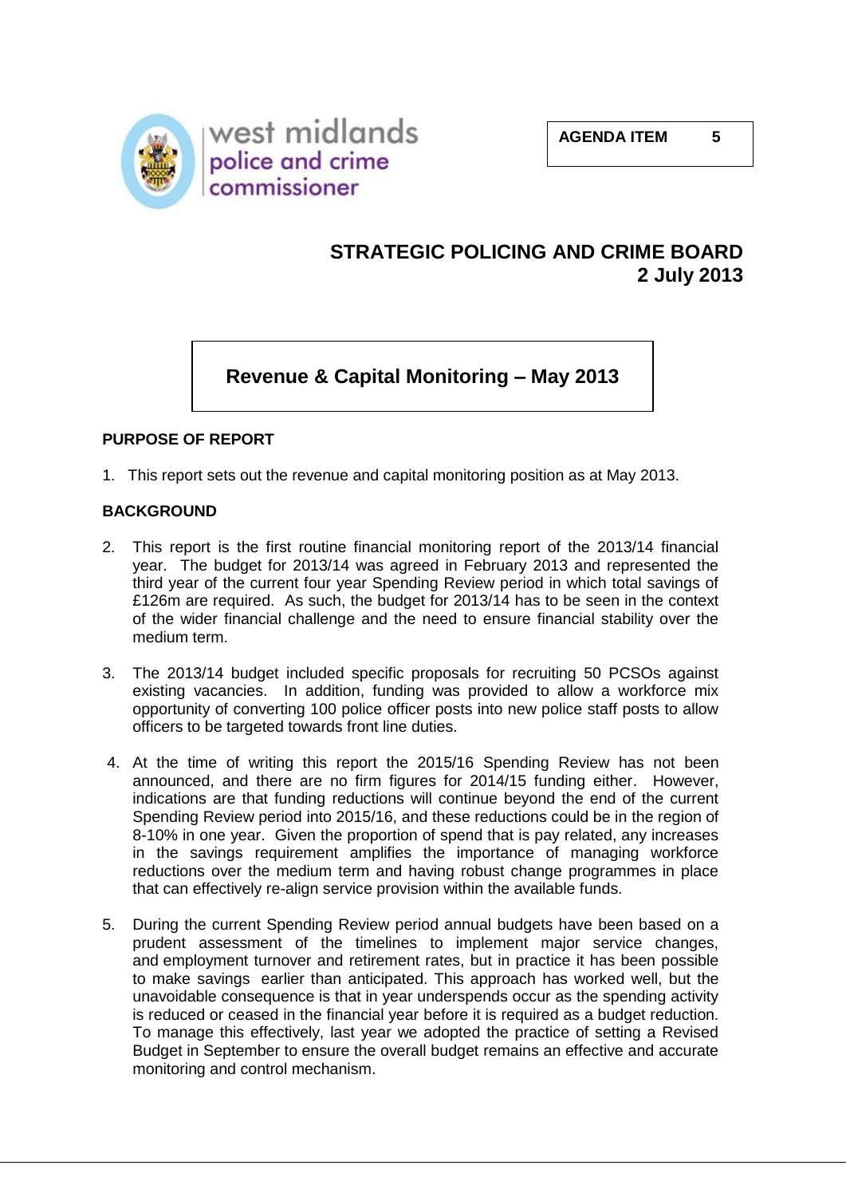west midlands
police and crime
commissioner

**AGENDA ITEM 5**

# STRATEGIC POLICING AND CRIME BOARD
# 2 July 2013

## Revenue & Capital Monitoring – May 2013

### PURPOSE OF REPORT

1. This report sets out the revenue and capital monitoring position as at May 2013.

### BACKGROUND

2. This report is the first routine financial monitoring report of the 2013/14 financial year. The budget for 2013/14 was agreed in February 2013 and represented the third year of the current four year Spending Review period in which total savings of £126m are required. As such, the budget for 2013/14 has to be seen in the context of the wider financial challenge and the need to ensure financial stability over the medium term.

3. The 2013/14 budget included specific proposals for recruiting 50 PCSOs against existing vacancies. In addition, funding was provided to allow a workforce mix opportunity of converting 100 police officer posts into new police staff posts to allow officers to be targeted towards front line duties.

4. At the time of writing this report the 2015/16 Spending Review has not been announced, and there are no firm figures for 2014/15 funding either. However, indications are that funding reductions will continue beyond the end of the current Spending Review period into 2015/16, and these reductions could be in the region of 8-10% in one year. Given the proportion of spend that is pay related, any increases in the savings requirement amplifies the importance of managing workforce reductions over the medium term and having robust change programmes in place that can effectively re-align service provision within the available funds.

5. During the current Spending Review period annual budgets have been based on a prudent assessment of the timelines to implement major service changes, and employment turnover and retirement rates, but in practice it has been possible to make savings earlier than anticipated. This approach has worked well, but the unavoidable consequence is that in year underspends occur as the spending activity is reduced or ceased in the financial year before it is required as a budget reduction. To manage this effectively, last year we adopted the practice of setting a Revised Budget in September to ensure the overall budget remains an effective and accurate monitoring and control mechanism.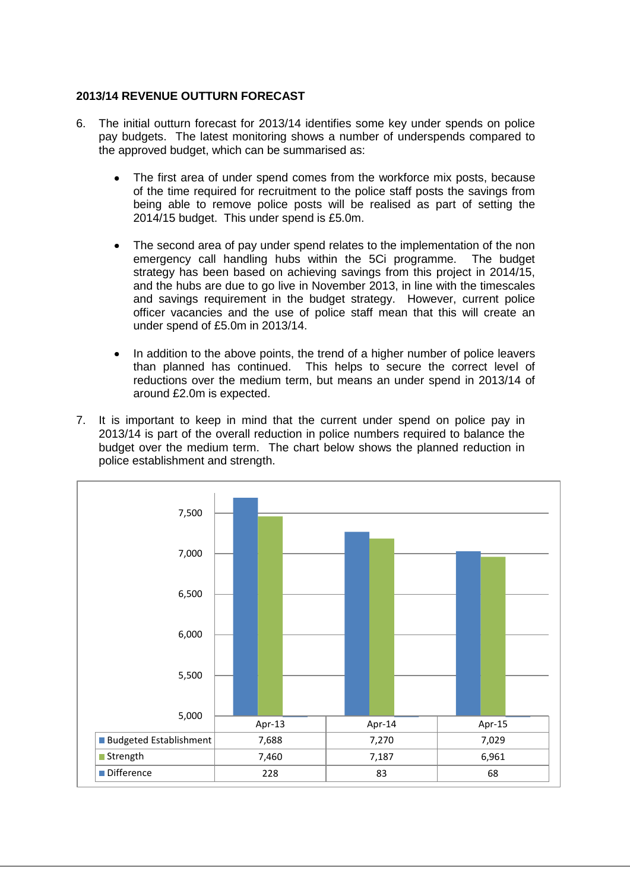## 2013/14 REVENUE OUTTURN FORECAST

6. The initial outturn forecast for 2013/14 identifies some key under spends on police pay budgets. The latest monitoring shows a number of underspends compared to the approved budget, which can be summarised as:

   - The first area of under spend comes from the workforce mix posts, because of the time required for recruitment to the police staff posts the savings from being able to remove police posts will be realised as part of setting the 2014/15 budget. This under spend is £5.0m.

   - The second area of pay under spend relates to the implementation of the non emergency call handling hubs within the 5Ci programme. The budget strategy has been based on achieving savings from this project in 2014/15, and the hubs are due to go live in November 2013, in line with the timescales and savings requirement in the budget strategy. However, current police officer vacancies and the use of police staff mean that this will create an under spend of £5.0m in 2013/14.

   - In addition to the above points, the trend of a higher number of police leavers than planned has continued. This helps to secure the correct level of reductions over the medium term, but means an under spend in 2013/14 of around £2.0m is expected.

7. It is important to keep in mind that the current under spend on police pay in 2013/14 is part of the overall reduction in police numbers required to balance the budget over the medium term. The chart below shows the planned reduction in police establishment and strength.

7,500
7,000
6,500
6,000
5,500
5,000

Apr-13 Apr-14 Apr-15

Budgeted Establishment 7,688 7,270 7,029

Strength 7,460 7,187 6,961

Difference 228 83 68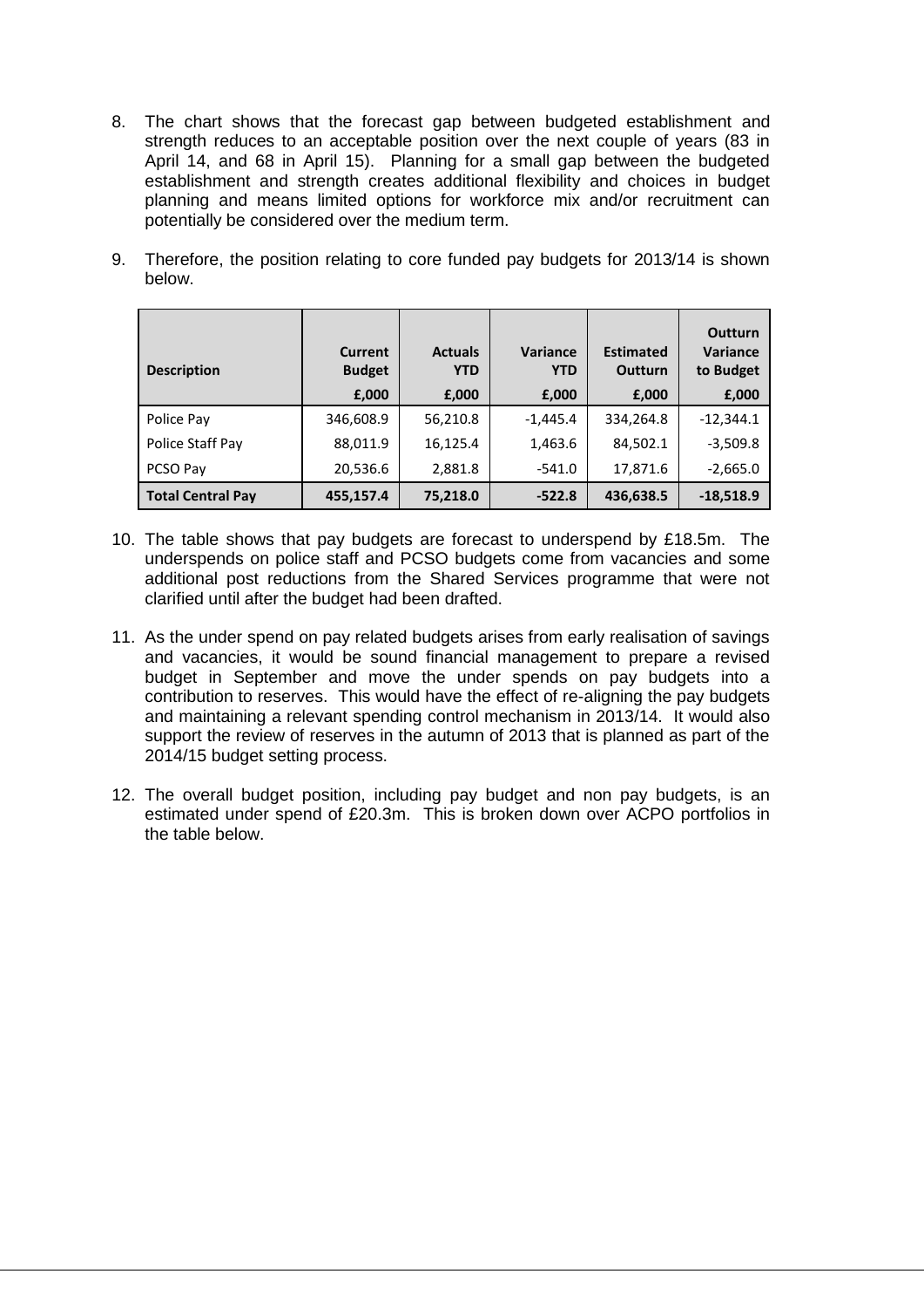8. The chart shows that the forecast gap between budgeted establishment and strength reduces to an acceptable position over the next couple of years (83 in April 14, and 68 in April 15). Planning for a small gap between the budgeted establishment and strength creates additional flexibility and choices in budget planning and means limited options for workforce mix and/or recruitment can potentially be considered over the medium term.

9. Therefore, the position relating to core funded pay budgets for 2013/14 is shown below.

| Description | Current Budget £,000 | Actuals YTD £,000 | Variance YTD £,000 | Estimated Outturn £,000 | Outturn Variance to Budget £,000 |
|---|---|---|---|---|---|
| Police Pay | 346,608.9 | 56,210.8 | -1,445.4 | 334,264.8 | -12,344.1 |
| Police Staff Pay | 88,011.9 | 16,125.4 | 1,463.6 | 84,502.1 | -3,509.8 |
| PCSO Pay | 20,536.6 | 2,881.8 | -541.0 | 17,871.6 | -2,665.0 |
| **Total Central Pay** | **455,157.4** | **75,218.0** | **-522.8** | **436,638.5** | **-18,518.9** |

10. The table shows that pay budgets are forecast to underspend by £18.5m. The underspends on police staff and PCSO budgets come from vacancies and some additional post reductions from the Shared Services programme that were not clarified until after the budget had been drafted.

11. As the under spend on pay related budgets arises from early realisation of savings and vacancies, it would be sound financial management to prepare a revised budget in September and move the under spends on pay budgets into a contribution to reserves. This would have the effect of re-aligning the pay budgets and maintaining a relevant spending control mechanism in 2013/14. It would also support the review of reserves in the autumn of 2013 that is planned as part of the 2014/15 budget setting process.

12. The overall budget position, including pay budget and non pay budgets, is an estimated under spend of £20.3m. This is broken down over ACPO portfolios in the table below.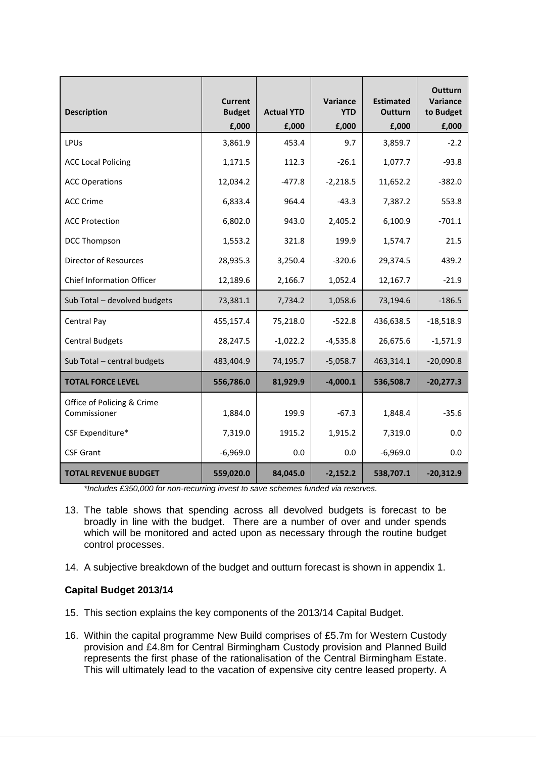| Description | Current Budget £,000 | Actual YTD £,000 | Variance YTD £,000 | Estimated Outturn £,000 | Outturn Variance to Budget £,000 |
|---|---|---|---|---|---|
| LPUs | 3,861.9 | 453.4 | 9.7 | 3,859.7 | -2.2 |
| ACC Local Policing | 1,171.5 | 112.3 | -26.1 | 1,077.7 | -93.8 |
| ACC Operations | 12,034.2 | -477.8 | -2,218.5 | 11,652.2 | -382.0 |
| ACC Crime | 6,833.4 | 964.4 | -43.3 | 7,387.2 | 553.8 |
| ACC Protection | 6,802.0 | 943.0 | 2,405.2 | 6,100.9 | -701.1 |
| DCC Thompson | 1,553.2 | 321.8 | 199.9 | 1,574.7 | 21.5 |
| Director of Resources | 28,935.3 | 3,250.4 | -320.6 | 29,374.5 | 439.2 |
| Chief Information Officer | 12,189.6 | 2,166.7 | 1,052.4 | 12,167.7 | -21.9 |
| Sub Total – devolved budgets | 73,381.1 | 7,734.2 | 1,058.6 | 73,194.6 | -186.5 |
| Central Pay | 455,157.4 | 75,218.0 | -522.8 | 436,638.5 | -18,518.9 |
| Central Budgets | 28,247.5 | -1,022.2 | -4,535.8 | 26,675.6 | -1,571.9 |
| Sub Total – central budgets | 483,404.9 | 74,195.7 | -5,058.7 | 463,314.1 | -20,090.8 |
| **TOTAL FORCE LEVEL** | **556,786.0** | **81,929.9** | **-4,000.1** | **536,508.7** | **-20,277.3** |
| Office of Policing & Crime Commissioner | 1,884.0 | 199.9 | -67.3 | 1,848.4 | -35.6 |
| CSF Expenditure* | 7,319.0 | 1915.2 | 1,915.2 | 7,319.0 | 0.0 |
| CSF Grant | -6,969.0 | 0.0 | 0.0 | -6,969.0 | 0.0 |
| **TOTAL REVENUE BUDGET** | **559,020.0** | **84,045.0** | **-2,152.2** | **538,707.1** | **-20,312.9** |

*\*Includes £350,000 for non-recurring invest to save schemes funded via reserves.*

13. The table shows that spending across all devolved budgets is forecast to be broadly in line with the budget. There are a number of over and under spends which will be monitored and acted upon as necessary through the routine budget control processes.

14. A subjective breakdown of the budget and outturn forecast is shown in appendix 1.

**Capital Budget 2013/14**

15. This section explains the key components of the 2013/14 Capital Budget.

16. Within the capital programme New Build comprises of £5.7m for Western Custody provision and £4.8m for Central Birmingham Custody provision and Planned Build represents the first phase of the rationalisation of the Central Birmingham Estate. This will ultimately lead to the vacation of expensive city centre leased property. A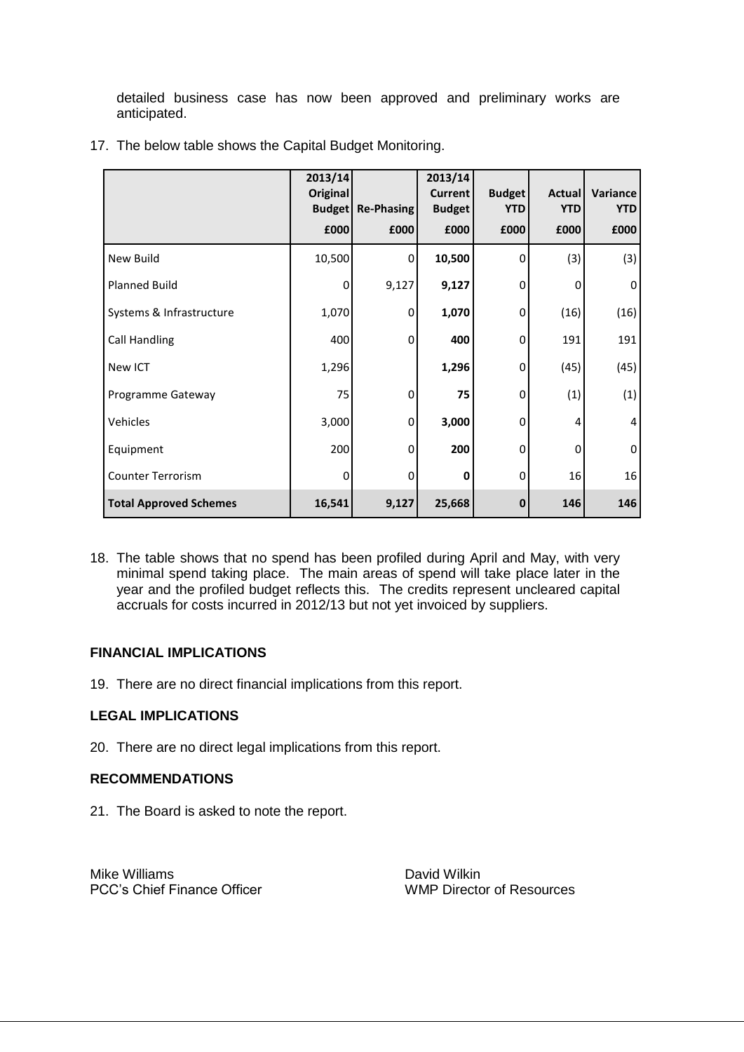detailed business case has now been approved and preliminary works are anticipated.

17. The below table shows the Capital Budget Monitoring.

| | 2013/14 Original Budget £000 | Re-Phasing £000 | 2013/14 Current Budget £000 | Budget YTD £000 | Actual YTD £000 | Variance YTD £000 |
|---|---|---|---|---|---|---|
| New Build | 10,500 | 0 | **10,500** | 0 | (3) | (3) |
| Planned Build | 0 | 9,127 | **9,127** | 0 | 0 | 0 |
| Systems & Infrastructure | 1,070 | 0 | **1,070** | 0 | (16) | (16) |
| Call Handling | 400 | 0 | **400** | 0 | 191 | 191 |
| New ICT | 1,296 | | **1,296** | 0 | (45) | (45) |
| Programme Gateway | 75 | 0 | **75** | 0 | (1) | (1) |
| Vehicles | 3,000 | 0 | **3,000** | 0 | 4 | 4 |
| Equipment | 200 | 0 | **200** | 0 | 0 | 0 |
| Counter Terrorism | 0 | 0 | **0** | 0 | 16 | 16 |
| **Total Approved Schemes** | **16,541** | **9,127** | **25,668** | **0** | **146** | **146** |

18. The table shows that no spend has been profiled during April and May, with very minimal spend taking place. The main areas of spend will take place later in the year and the profiled budget reflects this. The credits represent uncleared capital accruals for costs incurred in 2012/13 but not yet invoiced by suppliers.

**FINANCIAL IMPLICATIONS**

19. There are no direct financial implications from this report.

**LEGAL IMPLICATIONS**

20. There are no direct legal implications from this report.

**RECOMMENDATIONS**

21. The Board is asked to note the report.

Mike Williams
PCC's Chief Finance Officer

David Wilkin
WMP Director of Resources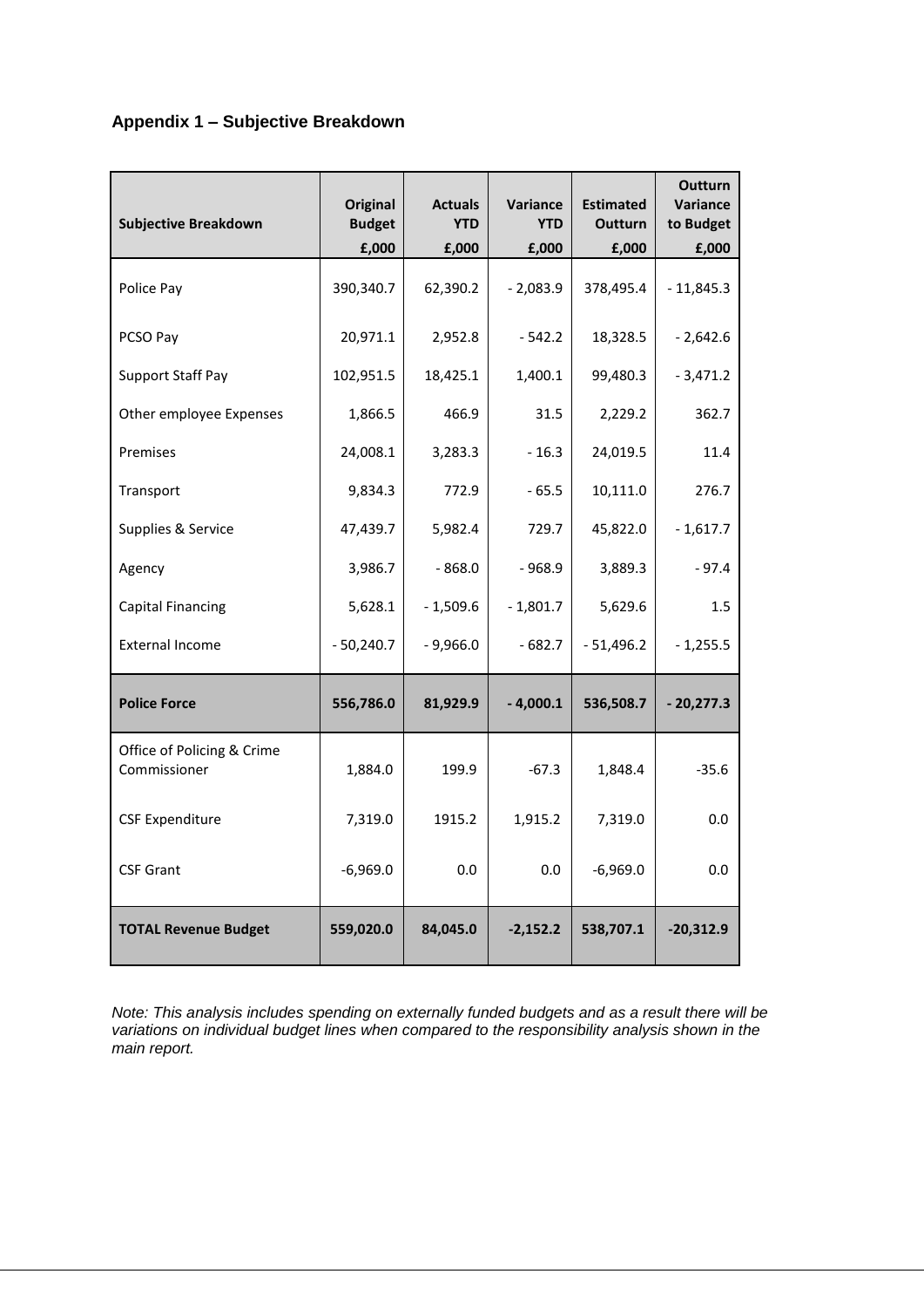### Appendix 1 – Subjective Breakdown

| Subjective Breakdown | Original Budget £,000 | Actuals YTD £,000 | Variance YTD £,000 | Estimated Outturn £,000 | Outturn Variance to Budget £,000 |
|---|---|---|---|---|---|
| Police Pay | 390,340.7 | 62,390.2 | - 2,083.9 | 378,495.4 | - 11,845.3 |
| PCSO Pay | 20,971.1 | 2,952.8 | - 542.2 | 18,328.5 | - 2,642.6 |
| Support Staff Pay | 102,951.5 | 18,425.1 | 1,400.1 | 99,480.3 | - 3,471.2 |
| Other employee Expenses | 1,866.5 | 466.9 | 31.5 | 2,229.2 | 362.7 |
| Premises | 24,008.1 | 3,283.3 | - 16.3 | 24,019.5 | 11.4 |
| Transport | 9,834.3 | 772.9 | - 65.5 | 10,111.0 | 276.7 |
| Supplies & Service | 47,439.7 | 5,982.4 | 729.7 | 45,822.0 | - 1,617.7 |
| Agency | 3,986.7 | - 868.0 | - 968.9 | 3,889.3 | - 97.4 |
| Capital Financing | 5,628.1 | - 1,509.6 | - 1,801.7 | 5,629.6 | 1.5 |
| External Income | - 50,240.7 | - 9,966.0 | - 682.7 | - 51,496.2 | - 1,255.5 |
| **Police Force** | **556,786.0** | **81,929.9** | **- 4,000.1** | **536,508.7** | **- 20,277.3** |
| Office of Policing & Crime Commissioner | 1,884.0 | 199.9 | -67.3 | 1,848.4 | -35.6 |
| CSF Expenditure | 7,319.0 | 1915.2 | 1,915.2 | 7,319.0 | 0.0 |
| CSF Grant | -6,969.0 | 0.0 | 0.0 | -6,969.0 | 0.0 |
| **TOTAL Revenue Budget** | **559,020.0** | **84,045.0** | **-2,152.2** | **538,707.1** | **-20,312.9** |

*Note: This analysis includes spending on externally funded budgets and as a result there will be variations on individual budget lines when compared to the responsibility analysis shown in the main report.*